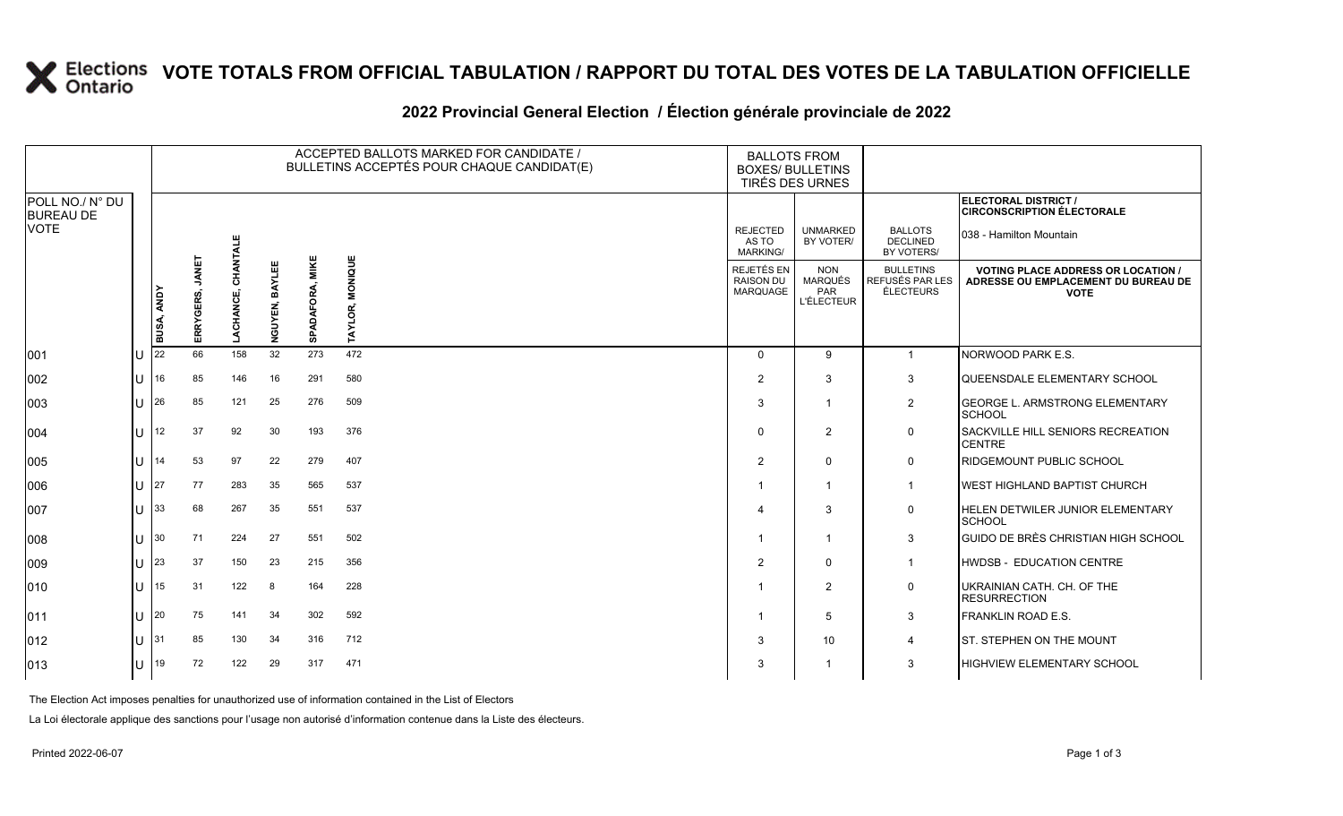# VOTE TOTALS FROM OFFICIAL TABULATION / RAPPORT DU TOTAL DES VOTES DE LA TABULATION OFFICIELLE

## 2022 Provincial General Election / Élection générale provinciale de 2022

ELECTORAL DISTRICT / CIRCONSCRIPTION ÉLECTORALE: 038 - Hamilton Mountain

| POLL NO./ N° DU BUREAU DE VOTE | | ACCEPTED BALLOTS MARKED FOR CANDIDATE / BULLETINS ACCEPTÉS POUR CHAQUE CANDIDAT(E) | | | | | | BALLOTS FROM BOXES/ BULLETINS TIRÉS DES URNES | | | |
|---|---|---|---|---|---|---|---|---|---|---|---|
| | | BUSA, ANDY | ERRYGERS, JANET | LACHANCE, CHANTALE | NGUYEN, BAYLEE | SPADAFORA, MIKE | TAYLOR, MONIQUE | REJECTED AS TO MARKING/ REJETÉS EN RAISON DU MARQUAGE | UNMARKED BY VOTER/ NON MARQUÉS PAR L'ÉLECTEUR | BALLOTS DECLINED BY VOTERS/ BULLETINS REFUSÉS PAR LES ÉLECTEURS | VOTING PLACE ADDRESS OR LOCATION / ADRESSE OU EMPLACEMENT DU BUREAU DE VOTE |
| 001 | U | 22 | 66 | 158 | 32 | 273 | 472 | 0 | 9 | 1 | NORWOOD PARK E.S. |
| 002 | U | 16 | 85 | 146 | 16 | 291 | 580 | 2 | 3 | 3 | QUEENSDALE ELEMENTARY SCHOOL |
| 003 | U | 26 | 85 | 121 | 25 | 276 | 509 | 3 | 1 | 2 | GEORGE L. ARMSTRONG ELEMENTARY SCHOOL |
| 004 | U | 12 | 37 | 92 | 30 | 193 | 376 | 0 | 2 | 0 | SACKVILLE HILL SENIORS RECREATION CENTRE |
| 005 | U | 14 | 53 | 97 | 22 | 279 | 407 | 2 | 0 | 0 | RIDGEMOUNT PUBLIC SCHOOL |
| 006 | U | 27 | 77 | 283 | 35 | 565 | 537 | 1 | 1 | 1 | WEST HIGHLAND BAPTIST CHURCH |
| 007 | U | 33 | 68 | 267 | 35 | 551 | 537 | 4 | 3 | 0 | HELEN DETWILER JUNIOR ELEMENTARY SCHOOL |
| 008 | U | 30 | 71 | 224 | 27 | 551 | 502 | 1 | 1 | 3 | GUIDO DE BRÈS CHRISTIAN HIGH SCHOOL |
| 009 | U | 23 | 37 | 150 | 23 | 215 | 356 | 2 | 0 | 1 | HWDSB - EDUCATION CENTRE |
| 010 | U | 15 | 31 | 122 | 8 | 164 | 228 | 1 | 2 | 0 | UKRAINIAN CATH. CH. OF THE RESURRECTION |
| 011 | U | 20 | 75 | 141 | 34 | 302 | 592 | 1 | 5 | 3 | FRANKLIN ROAD E.S. |
| 012 | U | 31 | 85 | 130 | 34 | 316 | 712 | 3 | 10 | 4 | ST. STEPHEN ON THE MOUNT |
| 013 | U | 19 | 72 | 122 | 29 | 317 | 471 | 3 | 1 | 3 | HIGHVIEW ELEMENTARY SCHOOL |

The Election Act imposes penalties for unauthorized use of information contained in the List of Electors

La Loi électorale applique des sanctions pour l'usage non autorisé d'information contenue dans la Liste des électeurs.

Printed 2022-06-07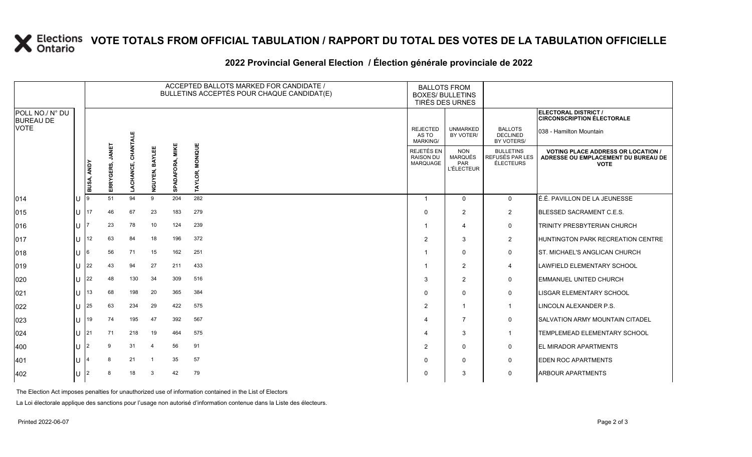# VOTE TOTALS FROM OFFICIAL TABULATION / RAPPORT DU TOTAL DES VOTES DE LA TABULATION OFFICIELLE

## 2022 Provincial General Election / Élection générale provinciale de 2022

| POLL NO./ N° DU BUREAU DE VOTE | | ACCEPTED BALLOTS MARKED FOR CANDIDATE / BULLETINS ACCEPTÉS POUR CHAQUE CANDIDAT(E) | | | | | | BALLOTS FROM BOXES/ BULLETINS TIRÉS DES URNES | | | ELECTORAL DISTRICT / CIRCONSCRIPTION ÉLECTORALE: 038 - Hamilton Mountain |
|---|---|---|---|---|---|---|---|---|---|---|---|
| | | BUSA, ANDY | ERRYGERS, JANET | LACHANCE, CHANTALE | NGUYEN, BAYLEE | SPADAFORA, MIKE | TAYLOR, MONIQUE | REJECTED AS TO MARKING/ REJETÉS EN RAISON DU MARQUAGE | UNMARKED BY VOTER/ NON MARQUÉS PAR L'ÉLECTEUR | BALLOTS DECLINED BY VOTERS/ BULLETINS REFUSÉS PAR LES ÉLECTEURS | VOTING PLACE ADDRESS OR LOCATION / ADRESSE OU EMPLACEMENT DU BUREAU DE VOTE |
| 014 | U | 9 | 51 | 94 | 9 | 204 | 282 | 1 | 0 | 0 | É.É. PAVILLON DE LA JEUNESSE |
| 015 | U | 17 | 46 | 67 | 23 | 183 | 279 | 0 | 2 | 2 | BLESSED SACRAMENT C.E.S. |
| 016 | U | 7 | 23 | 78 | 10 | 124 | 239 | 1 | 4 | 0 | TRINITY PRESBYTERIAN CHURCH |
| 017 | U | 12 | 63 | 84 | 18 | 196 | 372 | 2 | 3 | 2 | HUNTINGTON PARK RECREATION CENTRE |
| 018 | U | 6 | 56 | 71 | 15 | 162 | 251 | 1 | 0 | 0 | ST. MICHAEL'S ANGLICAN CHURCH |
| 019 | U | 22 | 43 | 94 | 27 | 211 | 433 | 1 | 2 | 4 | LAWFIELD ELEMENTARY SCHOOL |
| 020 | U | 22 | 48 | 130 | 34 | 309 | 516 | 3 | 2 | 0 | EMMANUEL UNITED CHURCH |
| 021 | U | 13 | 68 | 198 | 20 | 365 | 384 | 0 | 0 | 0 | LISGAR ELEMENTARY SCHOOL |
| 022 | U | 25 | 63 | 234 | 29 | 422 | 575 | 2 | 1 | 1 | LINCOLN ALEXANDER P.S. |
| 023 | U | 19 | 74 | 195 | 47 | 392 | 567 | 4 | 7 | 0 | SALVATION ARMY MOUNTAIN CITADEL |
| 024 | U | 21 | 71 | 218 | 19 | 464 | 575 | 4 | 3 | 1 | TEMPLEMEAD ELEMENTARY SCHOOL |
| 400 | U | 2 | 9 | 31 | 4 | 56 | 91 | 2 | 0 | 0 | EL MIRADOR APARTMENTS |
| 401 | U | 4 | 8 | 21 | 1 | 35 | 57 | 0 | 0 | 0 | EDEN ROC APARTMENTS |
| 402 | U | 2 | 8 | 18 | 3 | 42 | 79 | 0 | 3 | 0 | ARBOUR APARTMENTS |

The Election Act imposes penalties for unauthorized use of information contained in the List of Electors

La Loi électorale applique des sanctions pour l'usage non autorisé d'information contenue dans la Liste des électeurs.

Printed 2022-06-07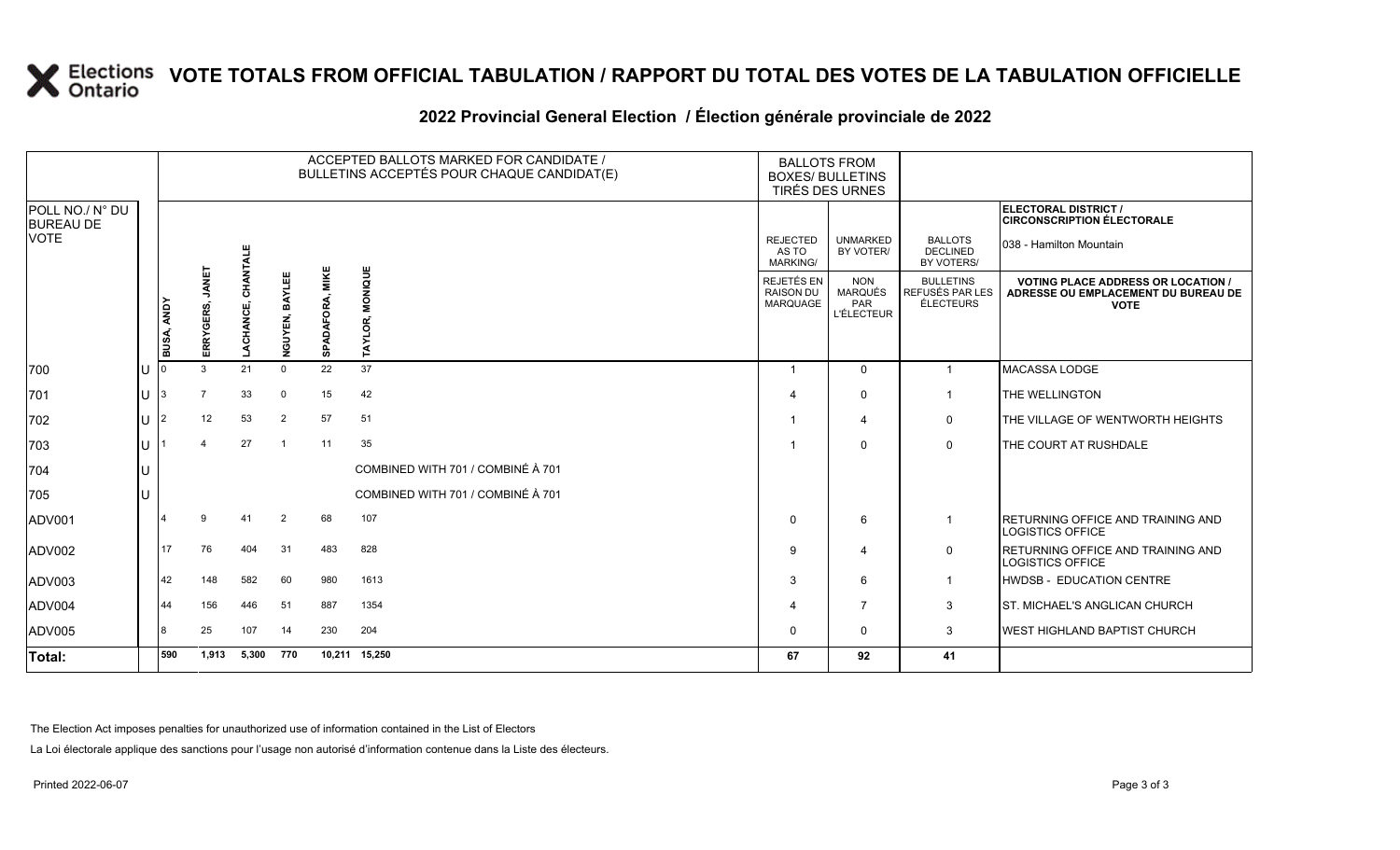# VOTE TOTALS FROM OFFICIAL TABULATION / RAPPORT DU TOTAL DES VOTES DE LA TABULATION OFFICIELLE

## 2022 Provincial General Election / Élection générale provinciale de 2022

ELECTORAL DISTRICT / CIRCONSCRIPTION ÉLECTORALE: 038 - Hamilton Mountain

| POLL NO./ N° DU BUREAU DE VOTE | | BUSA, ANDY | ERRYGERS, JANET | LACHANCE, CHANTALE | NGUYEN, BAYLEE | SPADAFORA, MIKE | TAYLOR, MONIQUE | REJECTED AS TO MARKING/ REJETÉS EN RAISON DU MARQUAGE | UNMARKED BY VOTER/ NON MARQUÉS PAR L'ÉLECTEUR | BALLOTS DECLINED BY VOTERS/ BULLETINS REFUSÉS PAR LES ÉLECTEURS | VOTING PLACE ADDRESS OR LOCATION / ADRESSE OU EMPLACEMENT DU BUREAU DE VOTE |
|---|---|---|---|---|---|---|---|---|---|---|---|
| 700 | U | 0 | 3 | 21 | 0 | 22 | 37 | 1 | 0 | 1 | MACASSA LODGE |
| 701 | U | 3 | 7 | 33 | 0 | 15 | 42 | 4 | 0 | 1 | THE WELLINGTON |
| 702 | U | 2 | 12 | 53 | 2 | 57 | 51 | 1 | 4 | 0 | THE VILLAGE OF WENTWORTH HEIGHTS |
| 703 | U | 1 | 4 | 27 | 1 | 11 | 35 | 1 | 0 | 0 | THE COURT AT RUSHDALE |
| 704 | U | | | | | | COMBINED WITH 701 / COMBINÉ À 701 | | | | |
| 705 | U | | | | | | COMBINED WITH 701 / COMBINÉ À 701 | | | | |
| ADV001 | | 4 | 9 | 41 | 2 | 68 | 107 | 0 | 6 | 1 | RETURNING OFFICE AND TRAINING AND LOGISTICS OFFICE |
| ADV002 | | 17 | 76 | 404 | 31 | 483 | 828 | 9 | 4 | 0 | RETURNING OFFICE AND TRAINING AND LOGISTICS OFFICE |
| ADV003 | | 42 | 148 | 582 | 60 | 980 | 1613 | 3 | 6 | 1 | HWDSB - EDUCATION CENTRE |
| ADV004 | | 44 | 156 | 446 | 51 | 887 | 1354 | 4 | 7 | 3 | ST. MICHAEL'S ANGLICAN CHURCH |
| ADV005 | | 8 | 25 | 107 | 14 | 230 | 204 | 0 | 0 | 3 | WEST HIGHLAND BAPTIST CHURCH |
| **Total:** | | **590** | **1,913** | **5,300** | **770** | **10,211** | **15,250** | **67** | **92** | **41** | |

The Election Act imposes penalties for unauthorized use of information contained in the List of Electors

La Loi électorale applique des sanctions pour l'usage non autorisé d'information contenue dans la Liste des électeurs.

Printed 2022-06-07